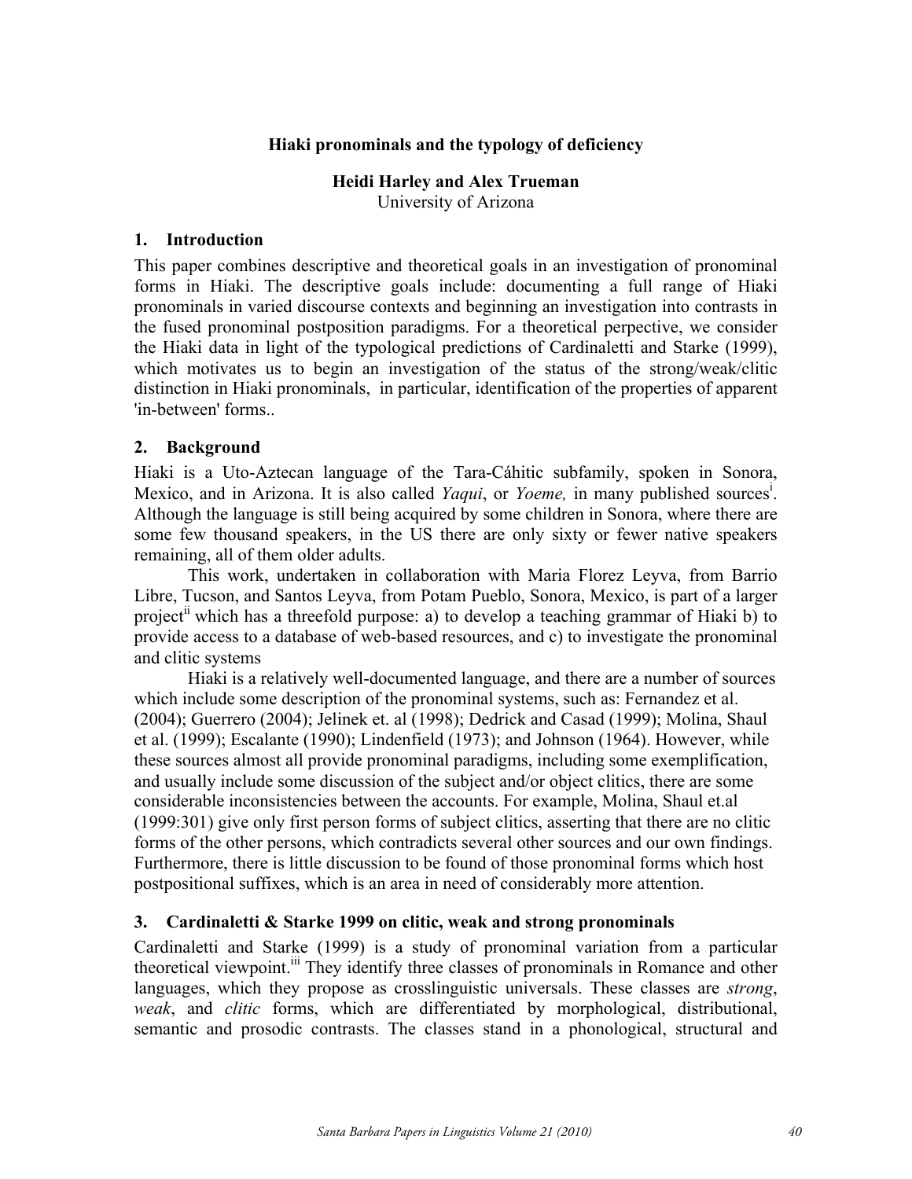# Hiaki pronominals and the typology of deficiency

**Heidi Harley and Alex Trueman**
University of Arizona

## 1. Introduction

This paper combines descriptive and theoretical goals in an investigation of pronominal forms in Hiaki. The descriptive goals include: documenting a full range of Hiaki pronominals in varied discourse contexts and beginning an investigation into contrasts in the fused pronominal postposition paradigms. For a theoretical perpective, we consider the Hiaki data in light of the typological predictions of Cardinaletti and Starke (1999), which motivates us to begin an investigation of the status of the strong/weak/clitic distinction in Hiaki pronominals, in particular, identification of the properties of apparent 'in-between' forms..

## 2. Background

Hiaki is a Uto-Aztecan language of the Tara-Cáhitic subfamily, spoken in Sonora, Mexico, and in Arizona. It is also called *Yaqui*, or *Yoeme,* in many published sources[i]. Although the language is still being acquired by some children in Sonora, where there are some few thousand speakers, in the US there are only sixty or fewer native speakers remaining, all of them older adults.

This work, undertaken in collaboration with Maria Florez Leyva, from Barrio Libre, Tucson, and Santos Leyva, from Potam Pueblo, Sonora, Mexico, is part of a larger project[ii] which has a threefold purpose: a) to develop a teaching grammar of Hiaki b) to provide access to a database of web-based resources, and c) to investigate the pronominal and clitic systems

Hiaki is a relatively well-documented language, and there are a number of sources which include some description of the pronominal systems, such as: Fernandez et al. (2004); Guerrero (2004); Jelinek et. al (1998); Dedrick and Casad (1999); Molina, Shaul et al. (1999); Escalante (1990); Lindenfield (1973); and Johnson (1964). However, while these sources almost all provide pronominal paradigms, including some exemplification, and usually include some discussion of the subject and/or object clitics, there are some considerable inconsistencies between the accounts. For example, Molina, Shaul et.al (1999:301) give only first person forms of subject clitics, asserting that there are no clitic forms of the other persons, which contradicts several other sources and our own findings. Furthermore, there is little discussion to be found of those pronominal forms which host postpositional suffixes, which is an area in need of considerably more attention.

## 3. Cardinaletti & Starke 1999 on clitic, weak and strong pronominals

Cardinaletti and Starke (1999) is a study of pronominal variation from a particular theoretical viewpoint.[iii] They identify three classes of pronominals in Romance and other languages, which they propose as crosslinguistic universals. These classes are *strong*, *weak*, and *clitic* forms, which are differentiated by morphological, distributional, semantic and prosodic contrasts. The classes stand in a phonological, structural and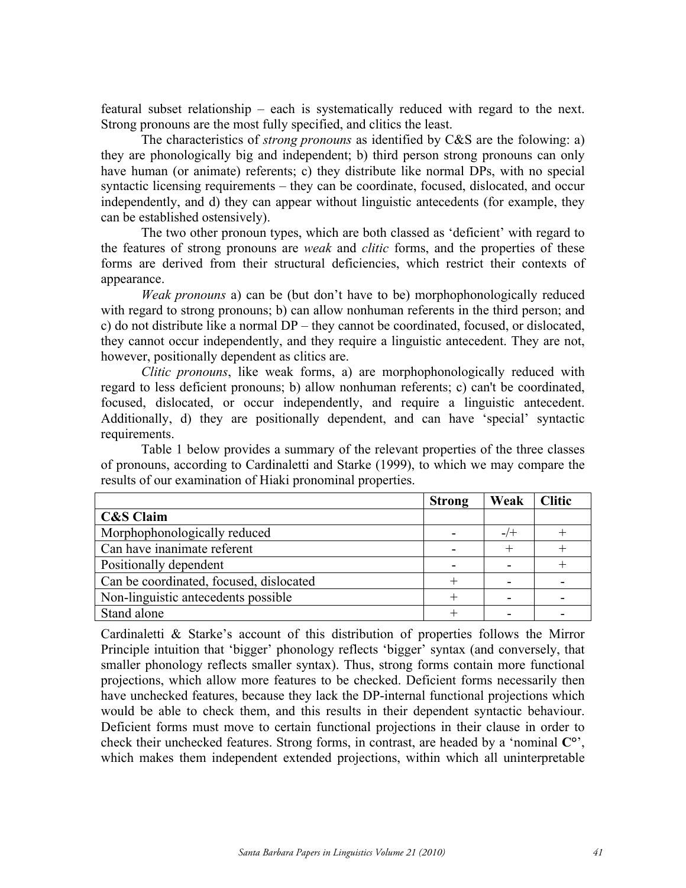featural subset relationship – each is systematically reduced with regard to the next. Strong pronouns are the most fully specified, and clitics the least.

The characteristics of *strong pronouns* as identified by C&S are the folowing: a) they are phonologically big and independent; b) third person strong pronouns can only have human (or animate) referents; c) they distribute like normal DPs, with no special syntactic licensing requirements – they can be coordinate, focused, dislocated, and occur independently, and d) they can appear without linguistic antecedents (for example, they can be established ostensively).

The two other pronoun types, which are both classed as 'deficient' with regard to the features of strong pronouns are *weak* and *clitic* forms, and the properties of these forms are derived from their structural deficiencies, which restrict their contexts of appearance.

*Weak pronouns* a) can be (but don't have to be) morphophonologically reduced with regard to strong pronouns; b) can allow nonhuman referents in the third person; and c) do not distribute like a normal DP – they cannot be coordinated, focused, or dislocated, they cannot occur independently, and they require a linguistic antecedent. They are not, however, positionally dependent as clitics are.

*Clitic pronouns*, like weak forms, a) are morphophonologically reduced with regard to less deficient pronouns; b) allow nonhuman referents; c) can't be coordinated, focused, dislocated, or occur independently, and require a linguistic antecedent. Additionally, d) they are positionally dependent, and can have 'special' syntactic requirements.

Table 1 below provides a summary of the relevant properties of the three classes of pronouns, according to Cardinaletti and Starke (1999), to which we may compare the results of our examination of Hiaki pronominal properties.

| | **Strong** | **Weak** | **Clitic** |
|---|---|---|---|
| **C&S Claim** | | | |
| Morphophonologically reduced | - | -/+ | + |
| Can have inanimate referent | - | + | + |
| Positionally dependent | - | - | + |
| Can be coordinated, focused, dislocated | + | - | - |
| Non-linguistic antecedents possible | + | - | - |
| Stand alone | + | - | - |

Cardinaletti & Starke's account of this distribution of properties follows the Mirror Principle intuition that 'bigger' phonology reflects 'bigger' syntax (and conversely, that smaller phonology reflects smaller syntax). Thus, strong forms contain more functional projections, which allow more features to be checked. Deficient forms necessarily then have unchecked features, because they lack the DP-internal functional projections which would be able to check them, and this results in their dependent syntactic behaviour. Deficient forms must move to certain functional projections in their clause in order to check their unchecked features. Strong forms, in contrast, are headed by a 'nominal **C°**', which makes them independent extended projections, within which all uninterpretable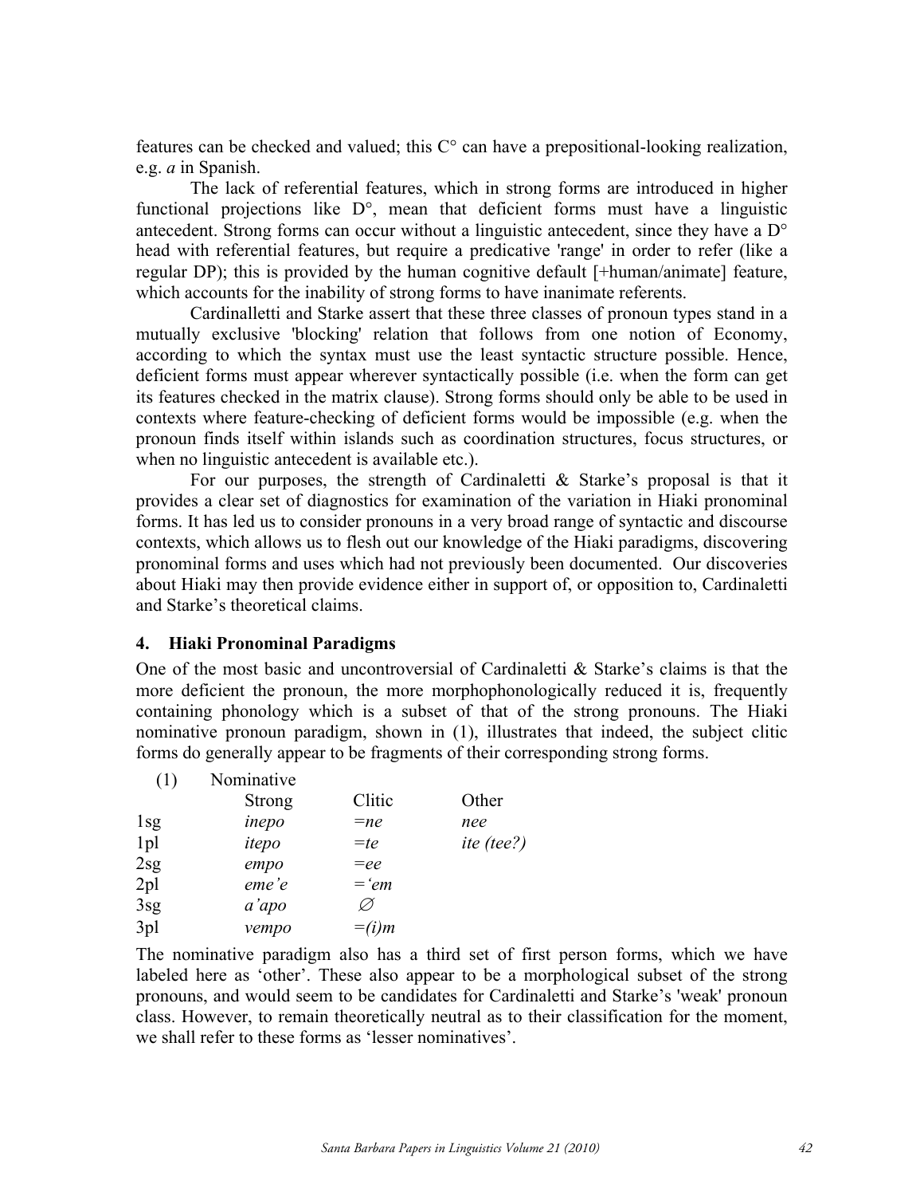features can be checked and valued; this C° can have a prepositional-looking realization, e.g. *a* in Spanish.

The lack of referential features, which in strong forms are introduced in higher functional projections like D°, mean that deficient forms must have a linguistic antecedent. Strong forms can occur without a linguistic antecedent, since they have a D° head with referential features, but require a predicative 'range' in order to refer (like a regular DP); this is provided by the human cognitive default [+human/animate] feature, which accounts for the inability of strong forms to have inanimate referents.

Cardinalletti and Starke assert that these three classes of pronoun types stand in a mutually exclusive 'blocking' relation that follows from one notion of Economy, according to which the syntax must use the least syntactic structure possible. Hence, deficient forms must appear wherever syntactically possible (i.e. when the form can get its features checked in the matrix clause). Strong forms should only be able to be used in contexts where feature-checking of deficient forms would be impossible (e.g. when the pronoun finds itself within islands such as coordination structures, focus structures, or when no linguistic antecedent is available etc.).

For our purposes, the strength of Cardinaletti & Starke's proposal is that it provides a clear set of diagnostics for examination of the variation in Hiaki pronominal forms. It has led us to consider pronouns in a very broad range of syntactic and discourse contexts, which allows us to flesh out our knowledge of the Hiaki paradigms, discovering pronominal forms and uses which had not previously been documented. Our discoveries about Hiaki may then provide evidence either in support of, or opposition to, Cardinaletti and Starke's theoretical claims.

## 4. Hiaki Pronominal Paradigms

One of the most basic and uncontroversial of Cardinaletti & Starke's claims is that the more deficient the pronoun, the more morphophonologically reduced it is, frequently containing phonology which is a subset of that of the strong pronouns. The Hiaki nominative pronoun paradigm, shown in (1), illustrates that indeed, the subject clitic forms do generally appear to be fragments of their corresponding strong forms.

(1) Nominative

| | Strong | Clitic | Other |
|---|---|---|---|
| 1sg | *inepo* | *=ne* | *nee* |
| 1pl | *itepo* | *=te* | *ite (tee?)* |
| 2sg | *empo* | *=ee* | |
| 2pl | *eme'e* | *='em* | |
| 3sg | *a'apo* | ∅ | |
| 3pl | *vempo* | *=(i)m* | |

The nominative paradigm also has a third set of first person forms, which we have labeled here as 'other'. These also appear to be a morphological subset of the strong pronouns, and would seem to be candidates for Cardinaletti and Starke's 'weak' pronoun class. However, to remain theoretically neutral as to their classification for the moment, we shall refer to these forms as 'lesser nominatives'.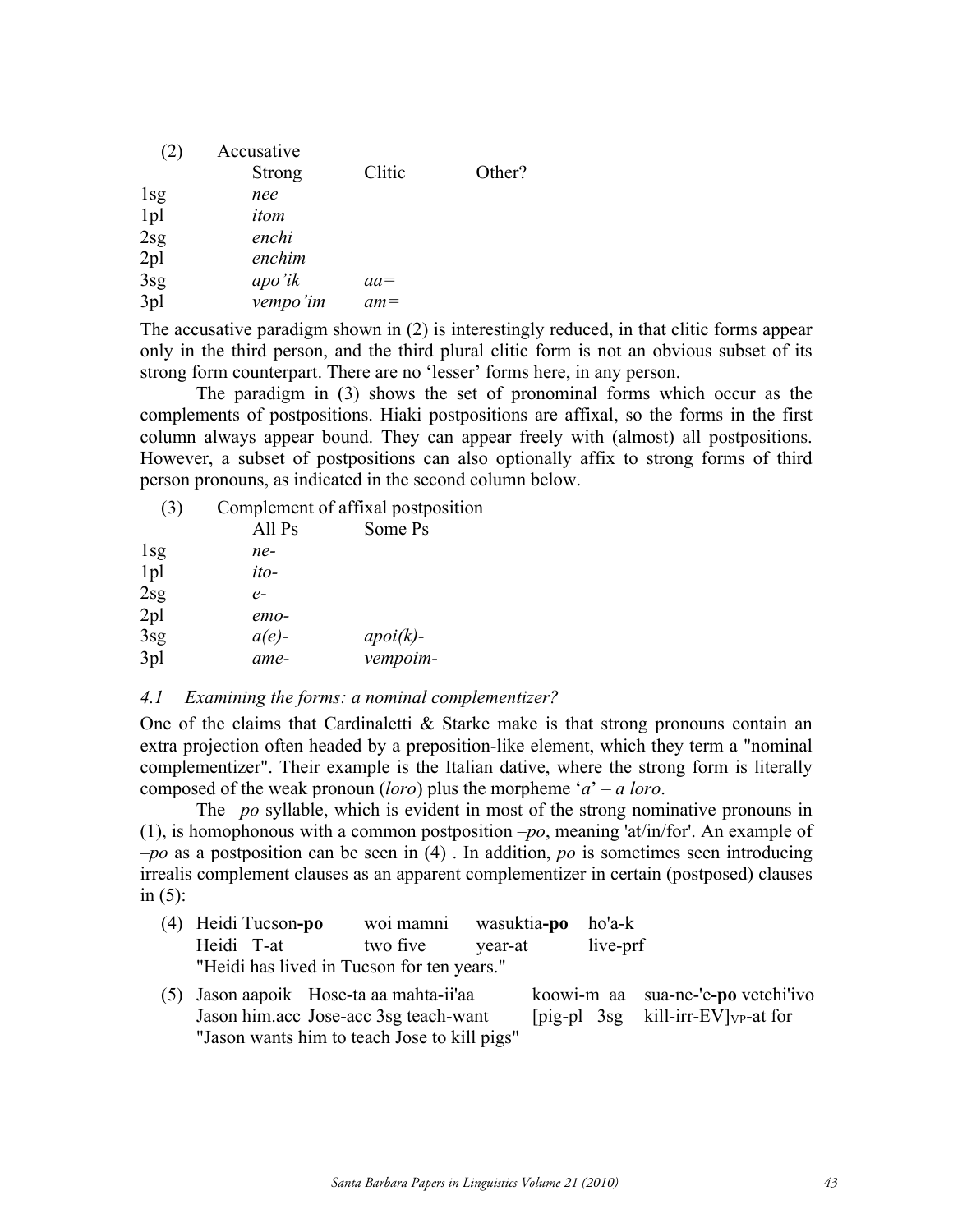(2) Accusative

| | Strong | Clitic | Other? |
|---|---|---|---|
| 1sg | *nee* | | |
| 1pl | *itom* | | |
| 2sg | *enchi* | | |
| 2pl | *enchim* | | |
| 3sg | *apo'ik* | *aa=* | |
| 3pl | *vempo'im* | *am=* | |

The accusative paradigm shown in (2) is interestingly reduced, in that clitic forms appear only in the third person, and the third plural clitic form is not an obvious subset of its strong form counterpart. There are no 'lesser' forms here, in any person.

The paradigm in (3) shows the set of pronominal forms which occur as the complements of postpositions. Hiaki postpositions are affixal, so the forms in the first column always appear bound. They can appear freely with (almost) all postpositions. However, a subset of postpositions can also optionally affix to strong forms of third person pronouns, as indicated in the second column below.

(3) Complement of affixal postposition

| | All Ps | Some Ps |
|---|---|---|
| 1sg | *ne-* | |
| 1pl | *ito-* | |
| 2sg | *e-* | |
| 2pl | *emo-* | |
| 3sg | *a(e)-* | *apoi(k)-* |
| 3pl | *ame-* | *vempoim-* |

### *4.1 Examining the forms: a nominal complementizer?*

One of the claims that Cardinaletti & Starke make is that strong pronouns contain an extra projection often headed by a preposition-like element, which they term a "nominal complementizer". Their example is the Italian dative, where the strong form is literally composed of the weak pronoun (*loro*) plus the morpheme '*a*' – *a loro*.

The *–po* syllable, which is evident in most of the strong nominative pronouns in (1), is homophonous with a common postposition *–po*, meaning 'at/in/for'. An example of *–po* as a postposition can be seen in (4) . In addition, *po* is sometimes seen introducing irrealis complement clauses as an apparent complementizer in certain (postposed) clauses in (5):

(4) Heidi Tucson**-po** woi mamni wasuktia**-po** ho'a-k
Heidi T-at two five year-at live-prf
"Heidi has lived in Tucson for ten years."

(5) Jason aapoik Hose-ta aa mahta-ii'aa koowi-m aa sua-ne-'e**-po** vetchi'ivo
Jason him.acc Jose-acc 3sg teach-want [pig-pl 3sg kill-irr-EV]$_{VP}$-at for
"Jason wants him to teach Jose to kill pigs"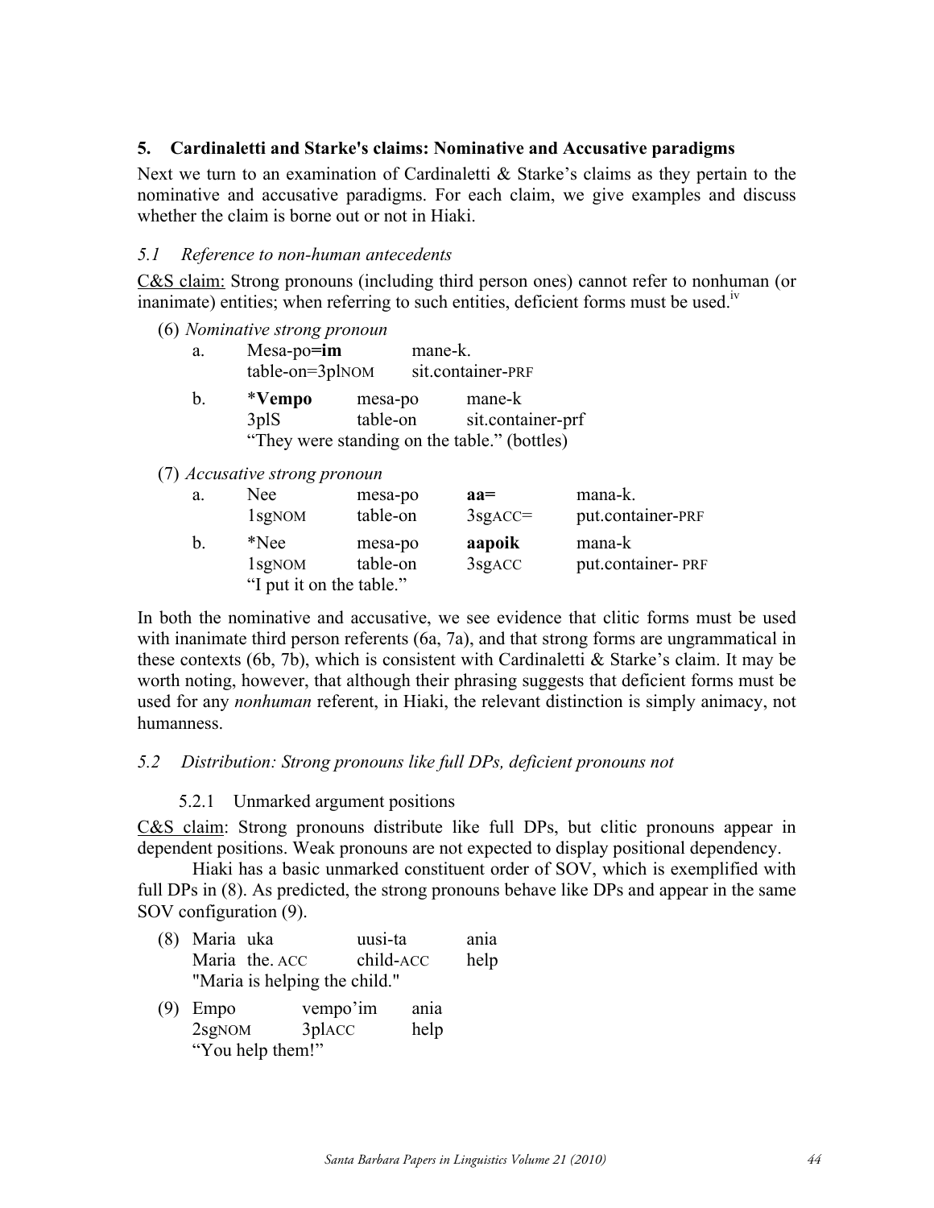## 5. Cardinaletti and Starke's claims: Nominative and Accusative paradigms

Next we turn to an examination of Cardinaletti & Starke's claims as they pertain to the nominative and accusative paradigms. For each claim, we give examples and discuss whether the claim is borne out or not in Hiaki.

### *5.1 Reference to non-human antecedents*

C&S claim: Strong pronouns (including third person ones) cannot refer to nonhuman (or inanimate) entities; when referring to such entities, deficient forms must be used.[iv]

(6) *Nominative strong pronoun*

| | | | |
|---|---|---|---|
| a. | Mesa-po=**im** | mane-k. | |
| | table-on=3plNOM | sit.container-PRF | |
| b. | ***Vempo** | mesa-po | mane-k |
| | 3plS | table-on | sit.container-prf |
| | "They were standing on the table." (bottles) | | |

(7) *Accusative strong pronoun*

| | | | | |
|---|---|---|---|---|
| a. | Nee | mesa-po | **aa=** | mana-k. |
| | 1sgNOM | table-on | 3sgACC= | put.container-PRF |
| b. | *Nee | mesa-po | **aapoik** | mana-k |
| | 1sgNOM | table-on | 3sgACC | put.container- PRF |
| | "I put it on the table." | | | |

In both the nominative and accusative, we see evidence that clitic forms must be used with inanimate third person referents (6a, 7a), and that strong forms are ungrammatical in these contexts (6b, 7b), which is consistent with Cardinaletti & Starke's claim. It may be worth noting, however, that although their phrasing suggests that deficient forms must be used for any *nonhuman* referent, in Hiaki, the relevant distinction is simply animacy, not humanness.

### *5.2 Distribution: Strong pronouns like full DPs, deficient pronouns not*

#### 5.2.1 Unmarked argument positions

C&S claim: Strong pronouns distribute like full DPs, but clitic pronouns appear in dependent positions. Weak pronouns are not expected to display positional dependency.

Hiaki has a basic unmarked constituent order of SOV, which is exemplified with full DPs in (8). As predicted, the strong pronouns behave like DPs and appear in the same SOV configuration (9).

| | | | |
|---|---|---|---|
| (8) Maria | uka | uusi-ta | ania |
| Maria | the. ACC | child-ACC | help |
| "Maria is helping the child." | | | |

| | | |
|---|---|---|
| (9) Empo | vempo'im | ania |
| 2sgNOM | 3plACC | help |
| "You help them!" | | |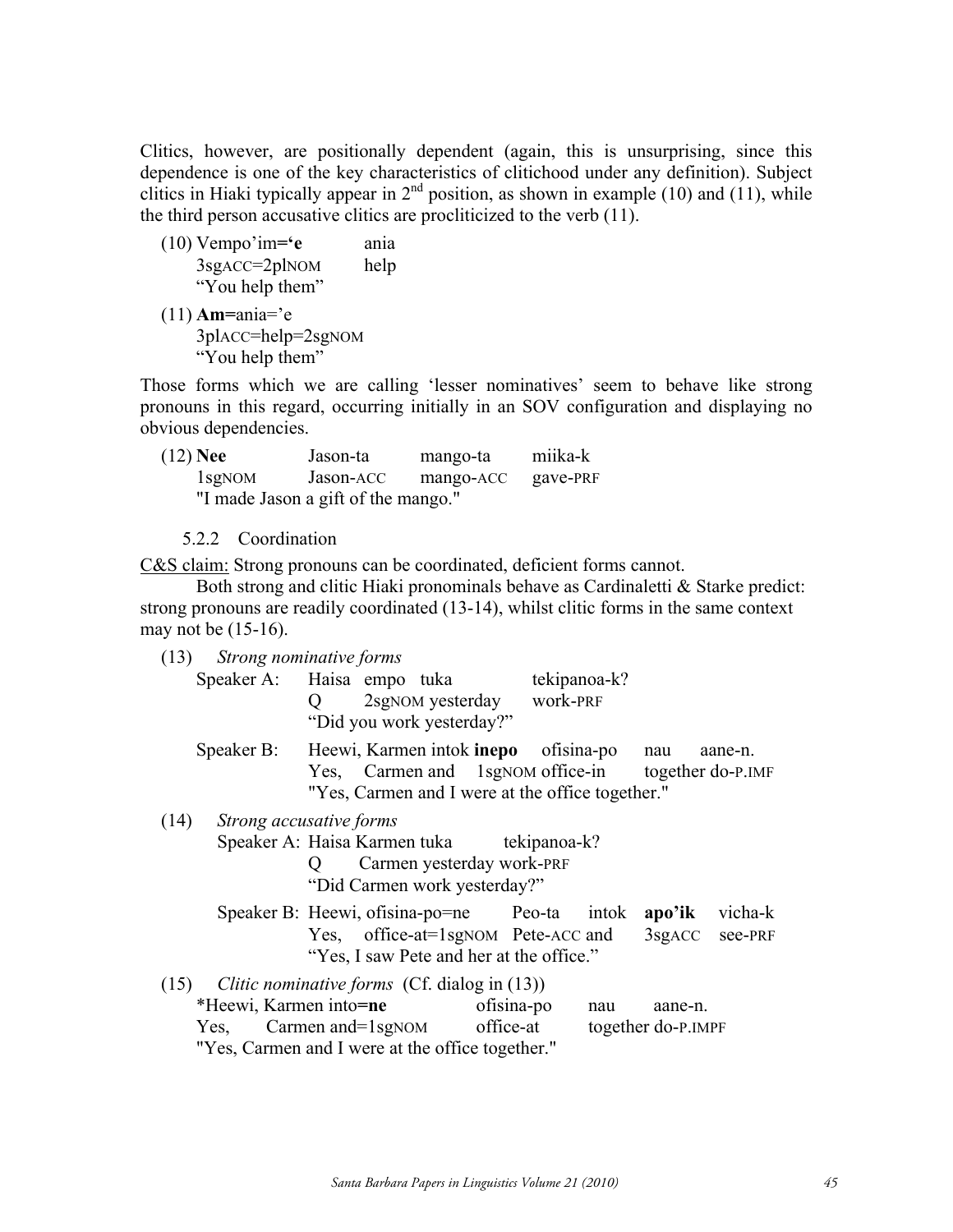Clitics, however, are positionally dependent (again, this is unsurprising, since this dependence is one of the key characteristics of clitichood under any definition). Subject clitics in Hiaki typically appear in 2[nd] position, as shown in example (10) and (11), while the third person accusative clitics are procliticized to the verb (11).

(10) Vempo'im=**'e** ania
3sgACC=2plNOM help
"You help them"

(11) **Am=**ania='e
3plACC=help=2sgNOM
"You help them"

Those forms which we are calling 'lesser nominatives' seem to behave like strong pronouns in this regard, occurring initially in an SOV configuration and displaying no obvious dependencies.

(12) **Nee** Jason-ta mango-ta miika-k
1sgNOM Jason-ACC mango-ACC gave-PRF
"I made Jason a gift of the mango."

### 5.2.2 Coordination

C&S claim: Strong pronouns can be coordinated, deficient forms cannot.

Both strong and clitic Hiaki pronominals behave as Cardinaletti & Starke predict: strong pronouns are readily coordinated (13-14), whilst clitic forms in the same context may not be (15-16).

(13) *Strong nominative forms*

Speaker A: Haisa empo tuka tekipanoa-k?
Q 2sgNOM yesterday work-PRF
"Did you work yesterday?"

Speaker B: Heewi, Karmen intok **inepo** ofisina-po nau aane-n.
Yes, Carmen and 1sgNOM office-in together do-P.IMF
"Yes, Carmen and I were at the office together."

(14) *Strong accusative forms*

Speaker A: Haisa Karmen tuka tekipanoa-k?
Q Carmen yesterday work-PRF
"Did Carmen work yesterday?"

Speaker B: Heewi, ofisina-po=ne Peo-ta intok **apo'ik** vicha-k
Yes, office-at=1sgNOM Pete-ACC and 3sgACC see-PRF
"Yes, I saw Pete and her at the office."

(15) *Clitic nominative forms* (Cf. dialog in (13))

*Heewi, Karmen into=**ne** ofisina-po nau aane-n.
Yes, Carmen and=1sgNOM office-at together do-P.IMPF
"Yes, Carmen and I were at the office together."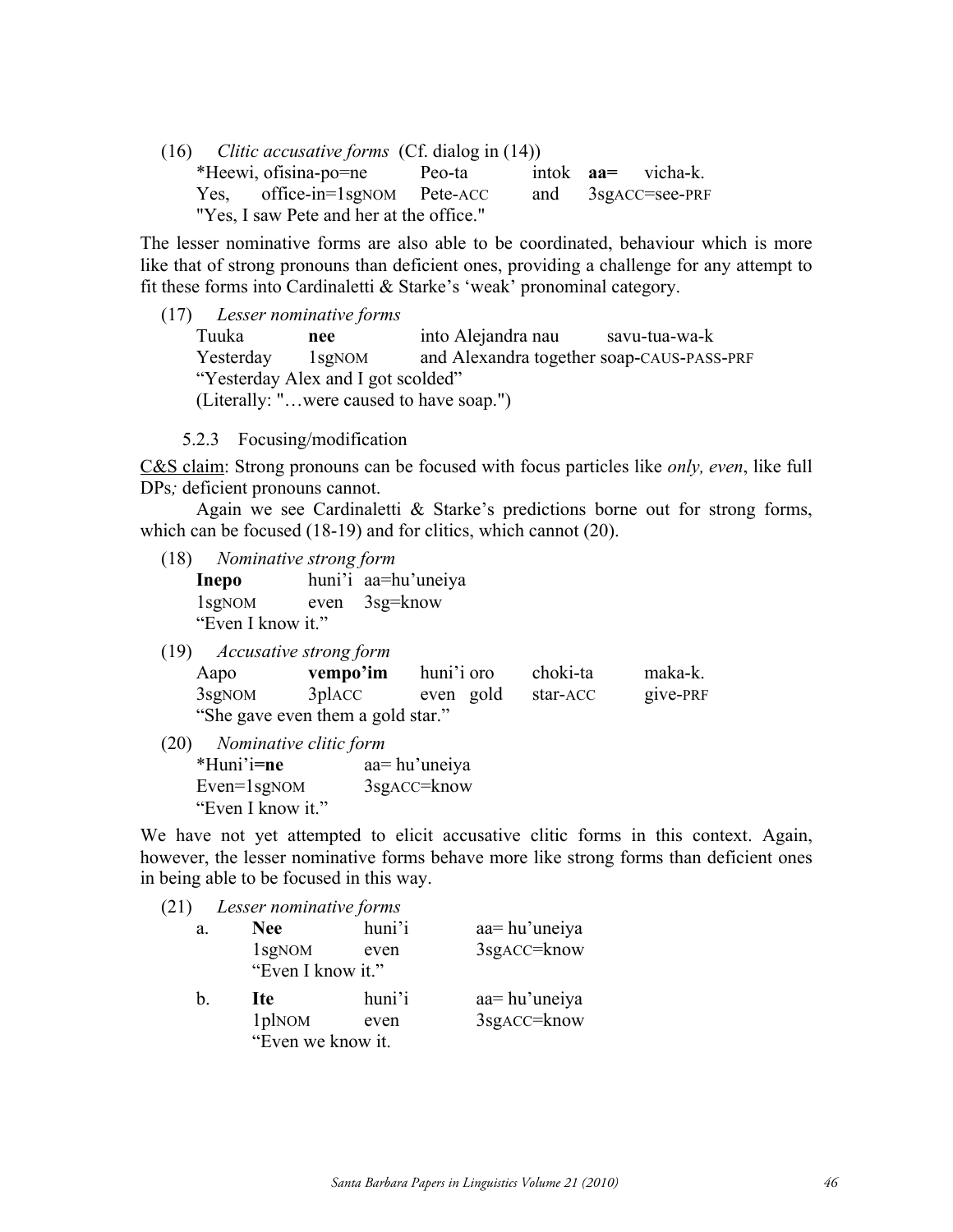(16) *Clitic accusative forms* (Cf. dialog in (14))

| *Heewi, | ofisina-po=ne | Peo-ta | intok | **aa=** | vicha-k. |
|---|---|---|---|---|---|
| Yes, | office-in=1sgNOM | Pete-ACC | and | 3sgACC=see-PRF | |

"Yes, I saw Pete and her at the office."

The lesser nominative forms are also able to be coordinated, behaviour which is more like that of strong pronouns than deficient ones, providing a challenge for any attempt to fit these forms into Cardinaletti & Starke's 'weak' pronominal category.

(17) *Lesser nominative forms*

| Tuuka | **nee** | into Alejandra nau | savu-tua-wa-k |
|---|---|---|---|
| Yesterday | 1sgNOM | and Alexandra together | soap-CAUS-PASS-PRF |

"Yesterday Alex and I got scolded"
(Literally: "…were caused to have soap.")

### 5.2.3 Focusing/modification

C&S claim: Strong pronouns can be focused with focus particles like *only, even*, like full DPs*;* deficient pronouns cannot.

Again we see Cardinaletti & Starke's predictions borne out for strong forms, which can be focused (18-19) and for clitics, which cannot (20).

(18) *Nominative strong form*

| **Inepo** | huni'i | aa=hu'uneiya |
|---|---|---|
| 1sgNOM | even | 3sg=know |

"Even I know it."

(19) *Accusative strong form*

| Aapo | **vempo'im** | huni'i | oro | choki-ta | maka-k. |
|---|---|---|---|---|---|
| 3sgNOM | 3plACC | even | gold | star-ACC | give-PRF |

"She gave even them a gold star."

(20) *Nominative clitic form*

| *Huni'i**=ne** | aa= hu'uneiya |
|---|---|
| Even=1sgNOM | 3sgACC=know |

"Even I know it."

We have not yet attempted to elicit accusative clitic forms in this context. Again, however, the lesser nominative forms behave more like strong forms than deficient ones in being able to be focused in this way.

(21) *Lesser nominative forms*

a.

| **Nee** | huni'i | aa= hu'uneiya |
|---|---|---|
| 1sgNOM | even | 3sgACC=know |

"Even I know it."

b.

| **Ite** | huni'i | aa= hu'uneiya |
|---|---|---|
| 1plNOM | even | 3sgACC=know |

"Even we know it.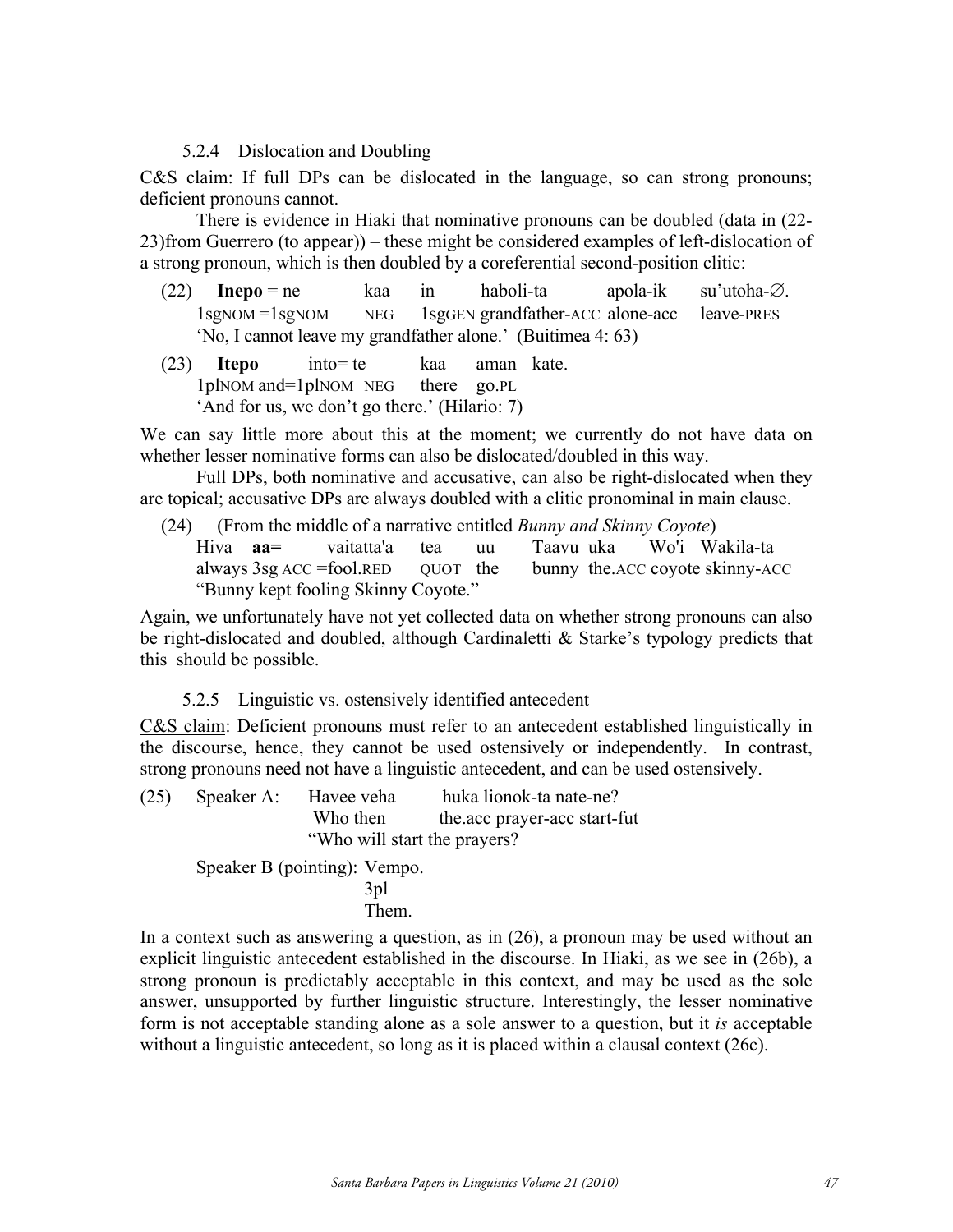### 5.2.4 Dislocation and Doubling

C&S claim: If full DPs can be dislocated in the language, so can strong pronouns; deficient pronouns cannot.

There is evidence in Hiaki that nominative pronouns can be doubled (data in (22-23)from Guerrero (to appear)) – these might be considered examples of left-dislocation of a strong pronoun, which is then doubled by a coreferential second-position clitic:

(22) **Inepo** = ne kaa in haboli-ta apola-ik su'utoha-∅.
1sgNOM =1sgNOM NEG 1sgGEN grandfather-ACC alone-acc leave-PRES
'No, I cannot leave my grandfather alone.' (Buitimea 4: 63)

(23) **Itepo** into= te kaa aman kate.
1plNOM and=1plNOM NEG there go.PL
'And for us, we don't go there.' (Hilario: 7)

We can say little more about this at the moment; we currently do not have data on whether lesser nominative forms can also be dislocated/doubled in this way.

Full DPs, both nominative and accusative, can also be right-dislocated when they are topical; accusative DPs are always doubled with a clitic pronominal in main clause.

(24) (From the middle of a narrative entitled *Bunny and Skinny Coyote*)
Hiva **aa=** vaitatta'a tea uu Taavu uka Wo'i Wakila-ta
always 3sg ACC =fool.RED QUOT the bunny the.ACC coyote skinny-ACC
"Bunny kept fooling Skinny Coyote."

Again, we unfortunately have not yet collected data on whether strong pronouns can also be right-dislocated and doubled, although Cardinaletti & Starke's typology predicts that this should be possible.

### 5.2.5 Linguistic vs. ostensively identified antecedent

C&S claim: Deficient pronouns must refer to an antecedent established linguistically in the discourse, hence, they cannot be used ostensively or independently. In contrast, strong pronouns need not have a linguistic antecedent, and can be used ostensively.

(25) Speaker A: Havee veha huka lionok-ta nate-ne?
Who then the.acc prayer-acc start-fut
"Who will start the prayers?

Speaker B (pointing): Vempo.
3pl
Them.

In a context such as answering a question, as in (26), a pronoun may be used without an explicit linguistic antecedent established in the discourse. In Hiaki, as we see in (26b), a strong pronoun is predictably acceptable in this context, and may be used as the sole answer, unsupported by further linguistic structure. Interestingly, the lesser nominative form is not acceptable standing alone as a sole answer to a question, but it *is* acceptable without a linguistic antecedent, so long as it is placed within a clausal context (26c).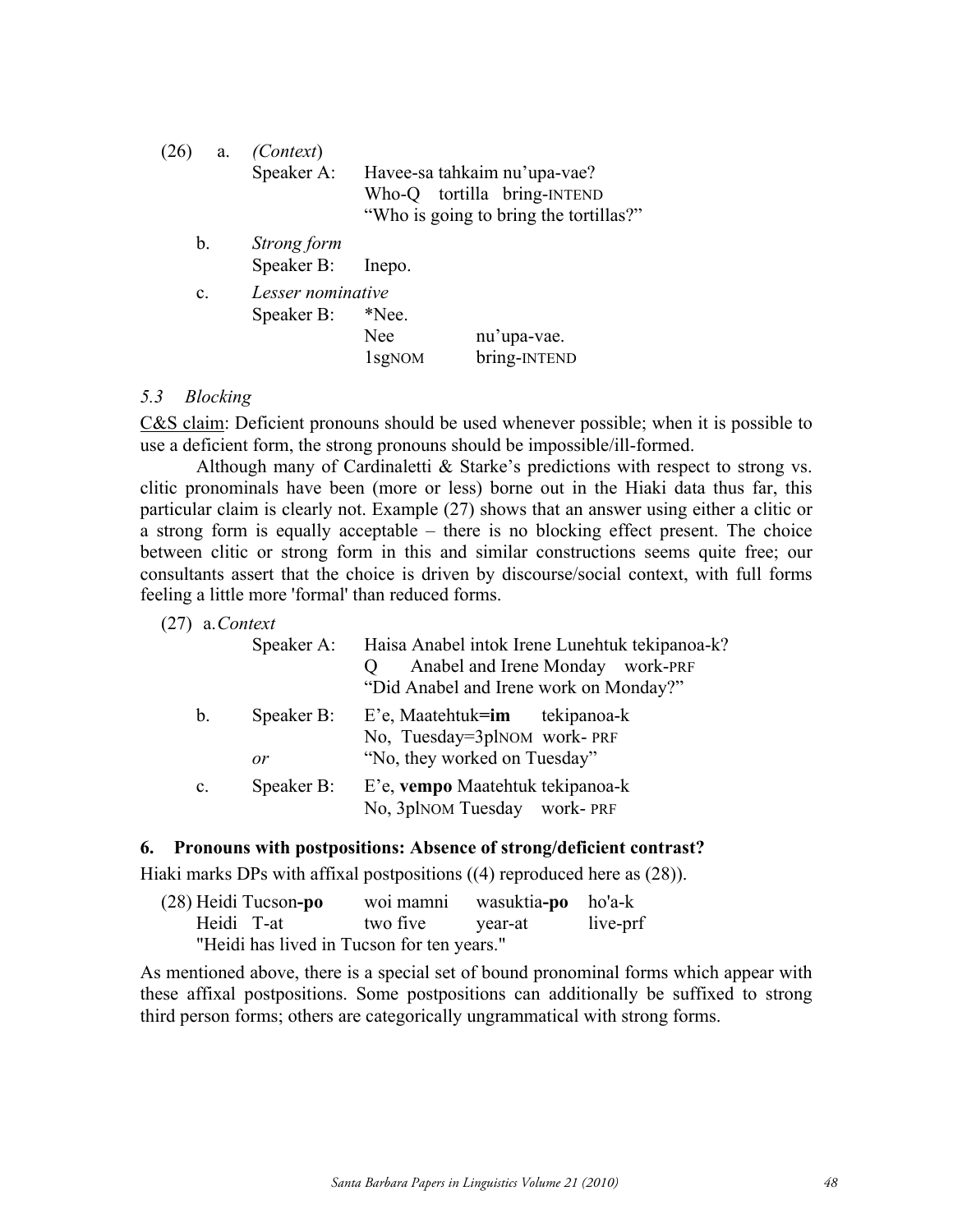(26) a. *(Context)*

Speaker A: Havee-sa tahkaim nu'upa-vae?
Who-Q tortilla bring-INTEND
"Who is going to bring the tortillas?"

b. *Strong form*

Speaker B: Inepo.

c. *Lesser nominative*

Speaker B: *Nee.
Nee nu'upa-vae.
1sgNOM bring-INTEND

### *5.3 Blocking*

C&S claim: Deficient pronouns should be used whenever possible; when it is possible to use a deficient form, the strong pronouns should be impossible/ill-formed.

Although many of Cardinaletti & Starke's predictions with respect to strong vs. clitic pronominals have been (more or less) borne out in the Hiaki data thus far, this particular claim is clearly not. Example (27) shows that an answer using either a clitic or a strong form is equally acceptable – there is no blocking effect present. The choice between clitic or strong form in this and similar constructions seems quite free; our consultants assert that the choice is driven by discourse/social context, with full forms feeling a little more 'formal' than reduced forms.

(27) a. *Context*

Speaker A: Haisa Anabel intok Irene Lunehtuk tekipanoa-k?
Q Anabel and Irene Monday work-PRF
"Did Anabel and Irene work on Monday?"

b. Speaker B: E'e, Maatehtuk**=im** tekipanoa-k
No, Tuesday=3plNOM work- PRF
*or* "No, they worked on Tuesday"

c. Speaker B: E'e, **vempo** Maatehtuk tekipanoa-k
No, 3plNOM Tuesday work- PRF

## 6. Pronouns with postpositions: Absence of strong/deficient contrast?

Hiaki marks DPs with affixal postpositions ((4) reproduced here as (28)).

(28) Heidi Tucson**-po** woi mamni wasuktia**-po** ho'a-k
Heidi T-at two five year-at live-prf
"Heidi has lived in Tucson for ten years."

As mentioned above, there is a special set of bound pronominal forms which appear with these affixal postpositions. Some postpositions can additionally be suffixed to strong third person forms; others are categorically ungrammatical with strong forms.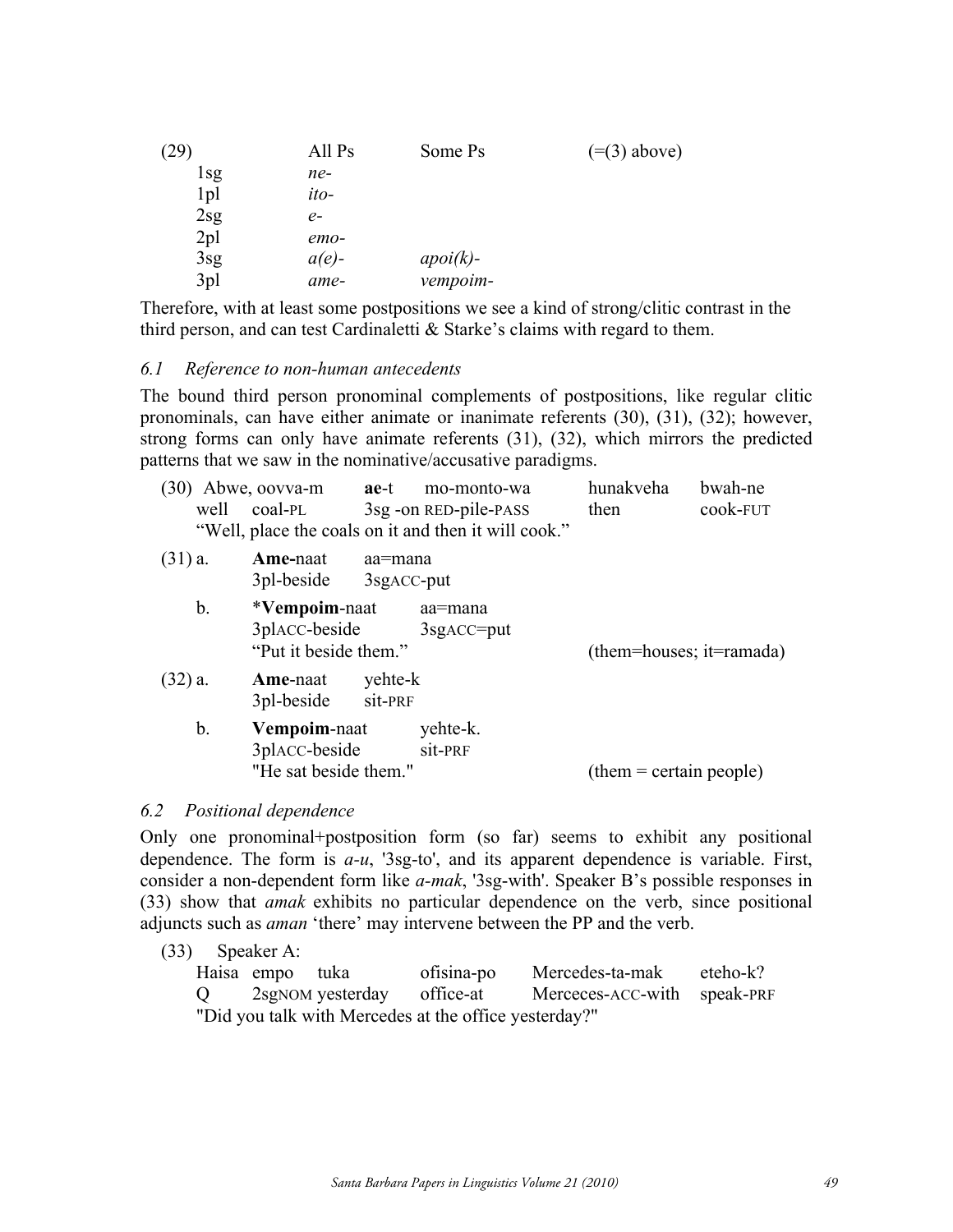| (29) | All Ps | Some Ps | (=(3) above) |
|---|---|---|---|
| 1sg | *ne-* | | |
| 1pl | *ito-* | | |
| 2sg | *e-* | | |
| 2pl | *emo-* | | |
| 3sg | *a(e)-* | *apoi(k)-* | |
| 3pl | *ame-* | *vempoim-* | |

Therefore, with at least some postpositions we see a kind of strong/clitic contrast in the third person, and can test Cardinaletti & Starke's claims with regard to them.

### *6.1 Reference to non-human antecedents*

The bound third person pronominal complements of postpositions, like regular clitic pronominals, can have either animate or inanimate referents (30), (31), (32); however, strong forms can only have animate referents (31), (32), which mirrors the predicted patterns that we saw in the nominative/accusative paradigms.

(30) Abwe, oovva-m **ae**-t mo-monto-wa hunakveha bwah-ne
 well coal-PL 3sg -on RED-pile-PASS then cook-FUT
 "Well, place the coals on it and then it will cook."

(31) a. **Ame**-naat aa=mana
 3pl-beside 3sgACC-put

 b. \***Vempoim**-naat aa=mana
 3plACC-beside 3sgACC=put
 "Put it beside them." (them=houses; it=ramada)

(32) a. **Ame**-naat yehte-k
 3pl-beside sit-PRF

 b. **Vempoim**-naat yehte-k.
 3plACC-beside sit-PRF
 "He sat beside them." (them = certain people)

### *6.2 Positional dependence*

Only one pronominal+postposition form (so far) seems to exhibit any positional dependence. The form is *a-u*, '3sg-to', and its apparent dependence is variable. First, consider a non-dependent form like *a-mak*, '3sg-with'. Speaker B's possible responses in (33) show that *amak* exhibits no particular dependence on the verb, since positional adjuncts such as *aman* 'there' may intervene between the PP and the verb.

(33) Speaker A:
 Haisa empo tuka ofisina-po Mercedes-ta-mak eteho-k?
 Q 2sgNOM yesterday office-at Merceces-ACC-with speak-PRF
 "Did you talk with Mercedes at the office yesterday?"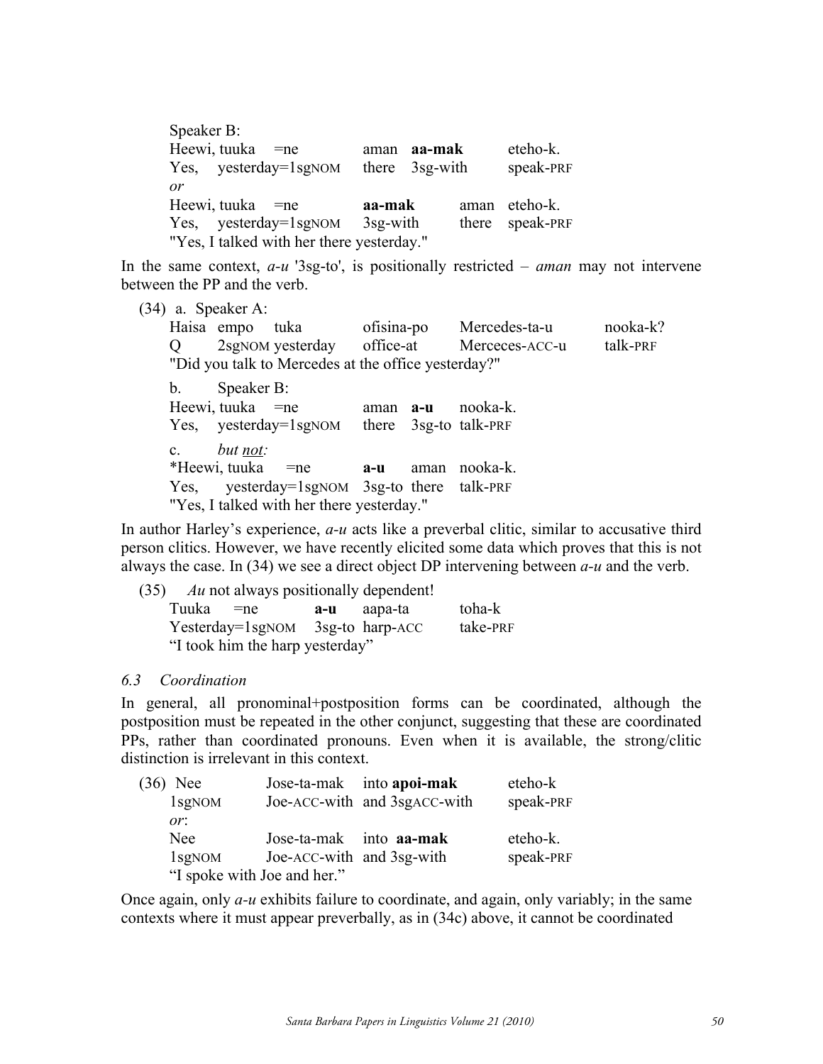Speaker B:

| | | | | |
|---|---|---|---|---|
| Heewi, | tuuka =ne | aman | **aa-mak** | eteho-k. |
| Yes, | yesterday=1sgNOM | there | 3sg-with | speak-PRF |

*or*

| | | | | |
|---|---|---|---|---|
| Heewi, | tuuka =ne | **aa-mak** | aman | eteho-k. |
| Yes, | yesterday=1sgNOM | 3sg-with | there | speak-PRF |

"Yes, I talked with her there yesterday."

In the same context, *a-u* '3sg-to', is positionally restricted – *aman* may not intervene between the PP and the verb.

(34) a. Speaker A:

| | | | | | |
|---|---|---|---|---|---|
| Haisa | empo | tuka | ofisina-po | Mercedes-ta-u | nooka-k? |
| Q | 2sgNOM | yesterday | office-at | Merceces-ACC-u | talk-PRF |

"Did you talk to Mercedes at the office yesterday?"

b. Speaker B:

| | | | | |
|---|---|---|---|---|
| Heewi, | tuuka =ne | aman | **a-u** | nooka-k. |
| Yes, | yesterday=1sgNOM | there | 3sg-to | talk-PRF |

c. *but not:*

| | | | | |
|---|---|---|---|---|
| *Heewi, | tuuka =ne | **a-u** | aman | nooka-k. |
| Yes, | yesterday=1sgNOM | 3sg-to | there | talk-PRF |

"Yes, I talked with her there yesterday."

In author Harley's experience, *a-u* acts like a preverbal clitic, similar to accusative third person clitics. However, we have recently elicited some data which proves that this is not always the case. In (34) we see a direct object DP intervening between *a-u* and the verb.

(35) *Au* not always positionally dependent!

| | | | |
|---|---|---|---|
| Tuuka =ne | **a-u** | aapa-ta | toha-k |
| Yesterday=1sgNOM | 3sg-to | harp-ACC | take-PRF |

"I took him the harp yesterday"

### 6.3 Coordination

In general, all pronominal+postposition forms can be coordinated, although the postposition must be repeated in the other conjunct, suggesting that these are coordinated PPs, rather than coordinated pronouns. Even when it is available, the strong/clitic distinction is irrelevant in this context.

(36)

| | | | | |
|---|---|---|---|---|
| Nee | Jose-ta-mak | into | **apoi-mak** | eteho-k |
| 1sgNOM | Joe-ACC-with | and | 3sgACC-with | speak-PRF |

*or*:

| | | | | |
|---|---|---|---|---|
| Nee | Jose-ta-mak | into | **aa-mak** | eteho-k. |
| 1sgNOM | Joe-ACC-with | and | 3sg-with | speak-PRF |

"I spoke with Joe and her."

Once again, only *a-u* exhibits failure to coordinate, and again, only variably; in the same contexts where it must appear preverbally, as in (34c) above, it cannot be coordinated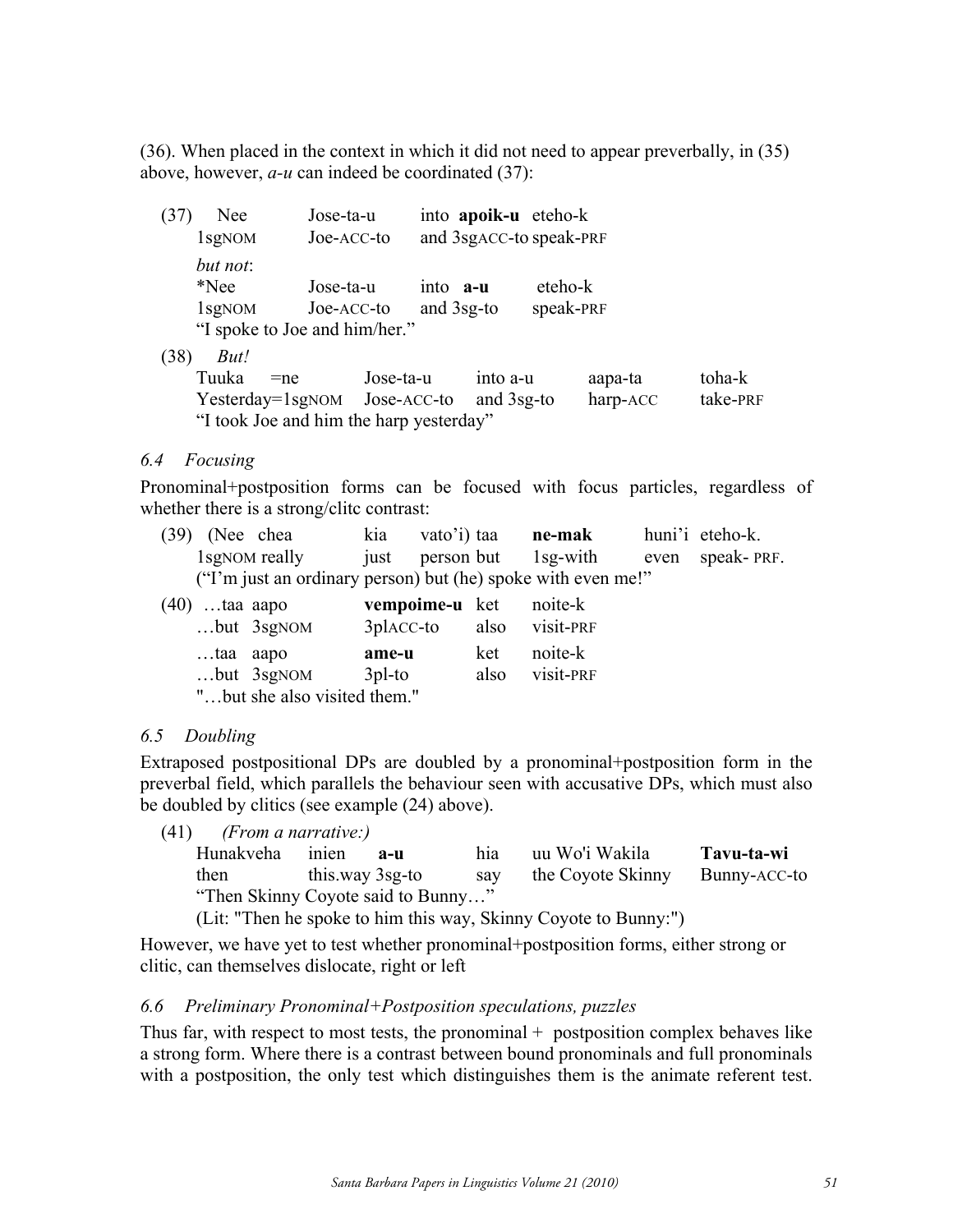(36). When placed in the context in which it did not need to appear preverbally, in (35) above, however, *a-u* can indeed be coordinated (37):

(37) Nee Jose-ta-u into **apoik-u** eteho-k
1sgNOM Joe-ACC-to and 3sgACC-to speak-PRF

*but not*:
*Nee Jose-ta-u into **a-u** eteho-k
1sgNOM Joe-ACC-to and 3sg-to speak-PRF
"I spoke to Joe and him/her."

(38) *But!*
Tuuka =ne Jose-ta-u into a-u aapa-ta toha-k
Yesterday=1sgNOM Jose-ACC-to and 3sg-to harp-ACC take-PRF
"I took Joe and him the harp yesterday"

### *6.4 Focusing*

Pronominal+postposition forms can be focused with focus particles, regardless of whether there is a strong/clitc contrast:

(39) (Nee chea kia vato'i) taa **ne-mak** huni'i eteho-k.
1sgNOM really just person but 1sg-with even speak- PRF.
("I'm just an ordinary person) but (he) spoke with even me!"

(40) …taa aapo **vempoime-u** ket noite-k
…but 3sgNOM 3plACC-to also visit-PRF

…taa aapo **ame-u** ket noite-k
…but 3sgNOM 3pl-to also visit-PRF
"…but she also visited them."

### *6.5 Doubling*

Extraposed postpositional DPs are doubled by a pronominal+postposition form in the preverbal field, which parallels the behaviour seen with accusative DPs, which must also be doubled by clitics (see example (24) above).

(41) *(From a narrative:)*
Hunakveha inien **a-u** hia uu Wo'i Wakila **Tavu-ta-wi**
then this.way 3sg-to say the Coyote Skinny Bunny-ACC-to
"Then Skinny Coyote said to Bunny…"
(Lit: "Then he spoke to him this way, Skinny Coyote to Bunny:")

However, we have yet to test whether pronominal+postposition forms, either strong or clitic, can themselves dislocate, right or left

### *6.6 Preliminary Pronominal+Postposition speculations, puzzles*

Thus far, with respect to most tests, the pronominal + postposition complex behaves like a strong form. Where there is a contrast between bound pronominals and full pronominals with a postposition, the only test which distinguishes them is the animate referent test.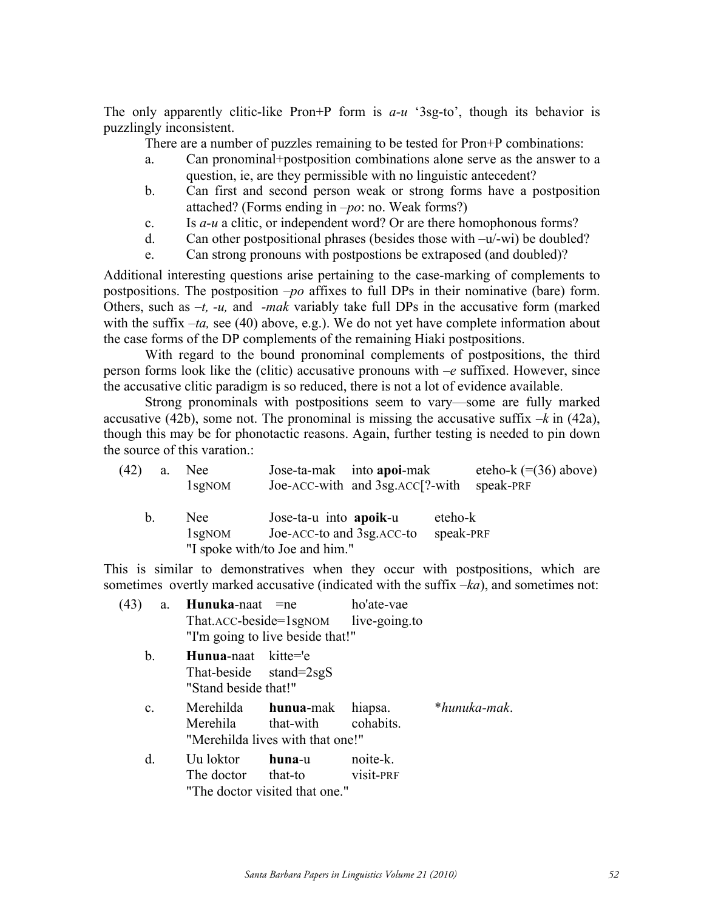The only apparently clitic-like Pron+P form is *a-u* '3sg-to', though its behavior is puzzlingly inconsistent.

There are a number of puzzles remaining to be tested for Pron+P combinations:

a. Can pronominal+postposition combinations alone serve as the answer to a question, ie, are they permissible with no linguistic antecedent?
b. Can first and second person weak or strong forms have a postposition attached? (Forms ending in *–po*: no. Weak forms?)
c. Is *a-u* a clitic, or independent word? Or are there homophonous forms?
d. Can other postpositional phrases (besides those with –u/-wi) be doubled?
e. Can strong pronouns with postpostions be extraposed (and doubled)?

Additional interesting questions arise pertaining to the case-marking of complements to postpositions. The postposition *–po* affixes to full DPs in their nominative (bare) form. Others, such as *–t, -u,* and *-mak* variably take full DPs in the accusative form (marked with the suffix *–ta,* see (40) above, e.g.). We do not yet have complete information about the case forms of the DP complements of the remaining Hiaki postpositions.

With regard to the bound pronominal complements of postpositions, the third person forms look like the (clitic) accusative pronouns with *–e* suffixed. However, since the accusative clitic paradigm is so reduced, there is not a lot of evidence available.

Strong pronominals with postpositions seem to vary—some are fully marked accusative (42b), some not. The pronominal is missing the accusative suffix *–k* in (42a), though this may be for phonotactic reasons. Again, further testing is needed to pin down the source of this varation.:

(42) a. Nee Jose-ta-mak into **apoi**-mak eteho-k (=(36) above)
1sgNOM Joe-ACC-with and 3sg.ACC[?-with speak-PRF

b. Nee Jose-ta-u into **apoik**-u eteho-k
1sgNOM Joe-ACC-to and 3sg.ACC-to speak-PRF
"I spoke with/to Joe and him."

This is similar to demonstratives when they occur with postpositions, which are sometimes overtly marked accusative (indicated with the suffix *–ka*), and sometimes not:

(43) a. **Hunuka**-naat =ne ho'ate-vae
That.ACC-beside=1sgNOM live-going.to
"I'm going to live beside that!"

b. **Hunua**-naat kitte='e
That-beside stand=2sgS
"Stand beside that!"

c. Merehilda **hunua**-mak hiapsa. *\*hunuka-mak*.
Merehila that-with cohabits.
"Merehilda lives with that one!"

d. Uu loktor **huna**-u noite-k.
The doctor that-to visit-PRF
"The doctor visited that one."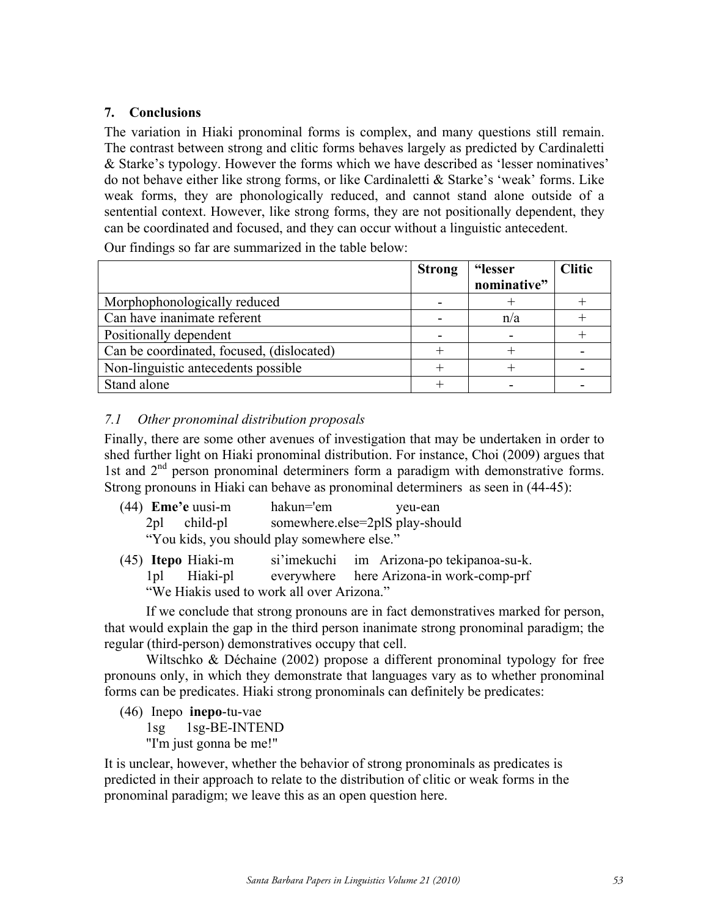## 7. Conclusions

The variation in Hiaki pronominal forms is complex, and many questions still remain. The contrast between strong and clitic forms behaves largely as predicted by Cardinaletti & Starke's typology. However the forms which we have described as 'lesser nominatives' do not behave either like strong forms, or like Cardinaletti & Starke's 'weak' forms. Like weak forms, they are phonologically reduced, and cannot stand alone outside of a sentential context. However, like strong forms, they are not positionally dependent, they can be coordinated and focused, and they can occur without a linguistic antecedent.

Our findings so far are summarized in the table below:

| | Strong | "lesser nominative" | Clitic |
|---|---|---|---|
| Morphophonologically reduced | - | + | + |
| Can have inanimate referent | - | n/a | + |
| Positionally dependent | - | - | + |
| Can be coordinated, focused, (dislocated) | + | + | - |
| Non-linguistic antecedents possible | + | + | - |
| Stand alone | + | - | - |

### *7.1 Other pronominal distribution proposals*

Finally, there are some other avenues of investigation that may be undertaken in order to shed further light on Hiaki pronominal distribution. For instance, Choi (2009) argues that 1st and 2nd person pronominal determiners form a paradigm with demonstrative forms. Strong pronouns in Hiaki can behave as pronominal determiners as seen in (44-45):

(44) **Eme'e** uusi-m hakun='em yeu-ean
 2pl child-pl somewhere.else=2plS play-should
 "You kids, you should play somewhere else."

(45) **Itepo** Hiaki-m si'imekuchi im Arizona-po tekipanoa-su-k.
 1pl Hiaki-pl everywhere here Arizona-in work-comp-prf
 "We Hiakis used to work all over Arizona."

If we conclude that strong pronouns are in fact demonstratives marked for person, that would explain the gap in the third person inanimate strong pronominal paradigm; the regular (third-person) demonstratives occupy that cell.

Wiltschko & Déchaine (2002) propose a different pronominal typology for free pronouns only, in which they demonstrate that languages vary as to whether pronominal forms can be predicates. Hiaki strong pronominals can definitely be predicates:

(46) Inepo **inepo**-tu-vae
 1sg 1sg-BE-INTEND
 "I'm just gonna be me!"

It is unclear, however, whether the behavior of strong pronominals as predicates is predicted in their approach to relate to the distribution of clitic or weak forms in the pronominal paradigm; we leave this as an open question here.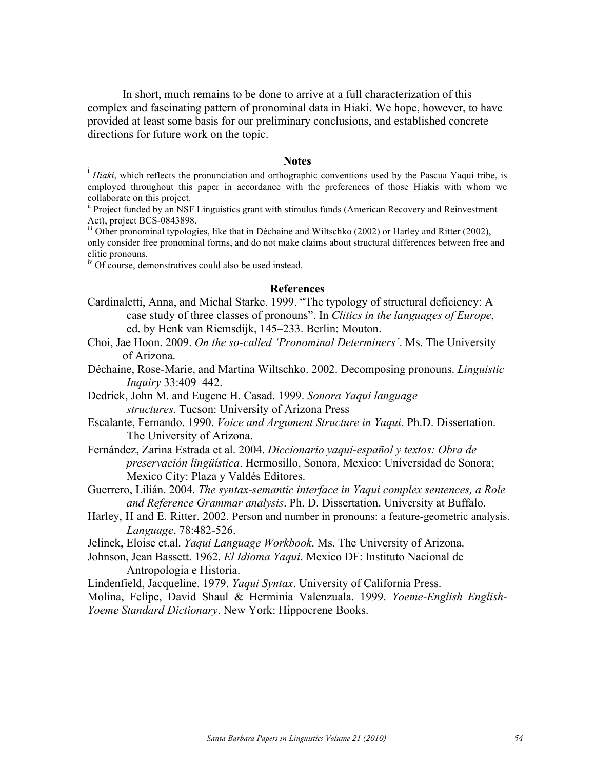In short, much remains to be done to arrive at a full characterization of this complex and fascinating pattern of pronominal data in Hiaki. We hope, however, to have provided at least some basis for our preliminary conclusions, and established concrete directions for future work on the topic.

## Notes

[i] *Hiaki*, which reflects the pronunciation and orthographic conventions used by the Pascua Yaqui tribe, is employed throughout this paper in accordance with the preferences of those Hiakis with whom we collaborate on this project.

[ii] Project funded by an NSF Linguistics grant with stimulus funds (American Recovery and Reinvestment Act), project BCS-0843898.

[iii] Other pronominal typologies, like that in Déchaine and Wiltschko (2002) or Harley and Ritter (2002), only consider free pronominal forms, and do not make claims about structural differences between free and clitic pronouns.

[iv] Of course, demonstratives could also be used instead.

## References

Cardinaletti, Anna, and Michal Starke. 1999. "The typology of structural deficiency: A case study of three classes of pronouns". In *Clitics in the languages of Europe*, ed. by Henk van Riemsdijk, 145–233. Berlin: Mouton.

Choi, Jae Hoon. 2009. *On the so-called 'Pronominal Determiners'*. Ms. The University of Arizona.

Déchaine, Rose-Marie, and Martina Wiltschko. 2002. Decomposing pronouns. *Linguistic Inquiry* 33:409–442.

Dedrick, John M. and Eugene H. Casad. 1999. *Sonora Yaqui language structures*. Tucson: University of Arizona Press

Escalante, Fernando. 1990. *Voice and Argument Structure in Yaqui*. Ph.D. Dissertation. The University of Arizona.

Fernández, Zarina Estrada et al. 2004. *Diccionario yaqui-español y textos: Obra de preservación lingüística*. Hermosillo, Sonora, Mexico: Universidad de Sonora; Mexico City: Plaza y Valdés Editores.

Guerrero, Lilián. 2004. *The syntax-semantic interface in Yaqui complex sentences, a Role and Reference Grammar analysis*. Ph. D. Dissertation. University at Buffalo.

Harley, H and E. Ritter. 2002. Person and number in pronouns: a feature-geometric analysis. *Language*, 78:482-526.

Jelinek, Eloise et.al. *Yaqui Language Workbook*. Ms. The University of Arizona.

Johnson, Jean Bassett. 1962. *El Idioma Yaqui*. Mexico DF: Instituto Nacional de Antropologia e Historia.

Lindenfield, Jacqueline. 1979. *Yaqui Syntax*. University of California Press.

Molina, Felipe, David Shaul & Herminia Valenzuala. 1999. *Yoeme-English English-Yoeme Standard Dictionary*. New York: Hippocrene Books.